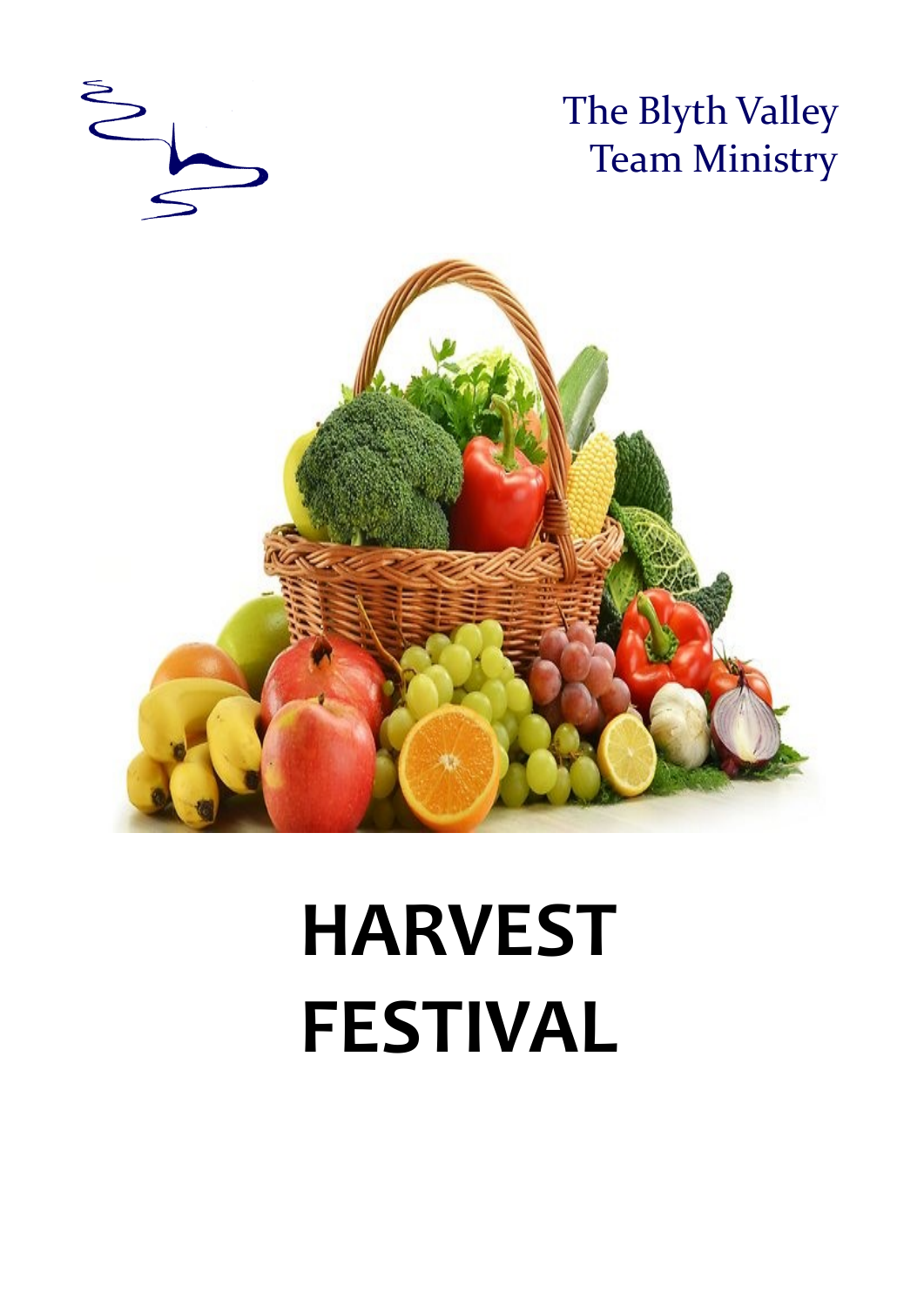The Blyth Valley
Team Ministry

# HARVEST FESTIVAL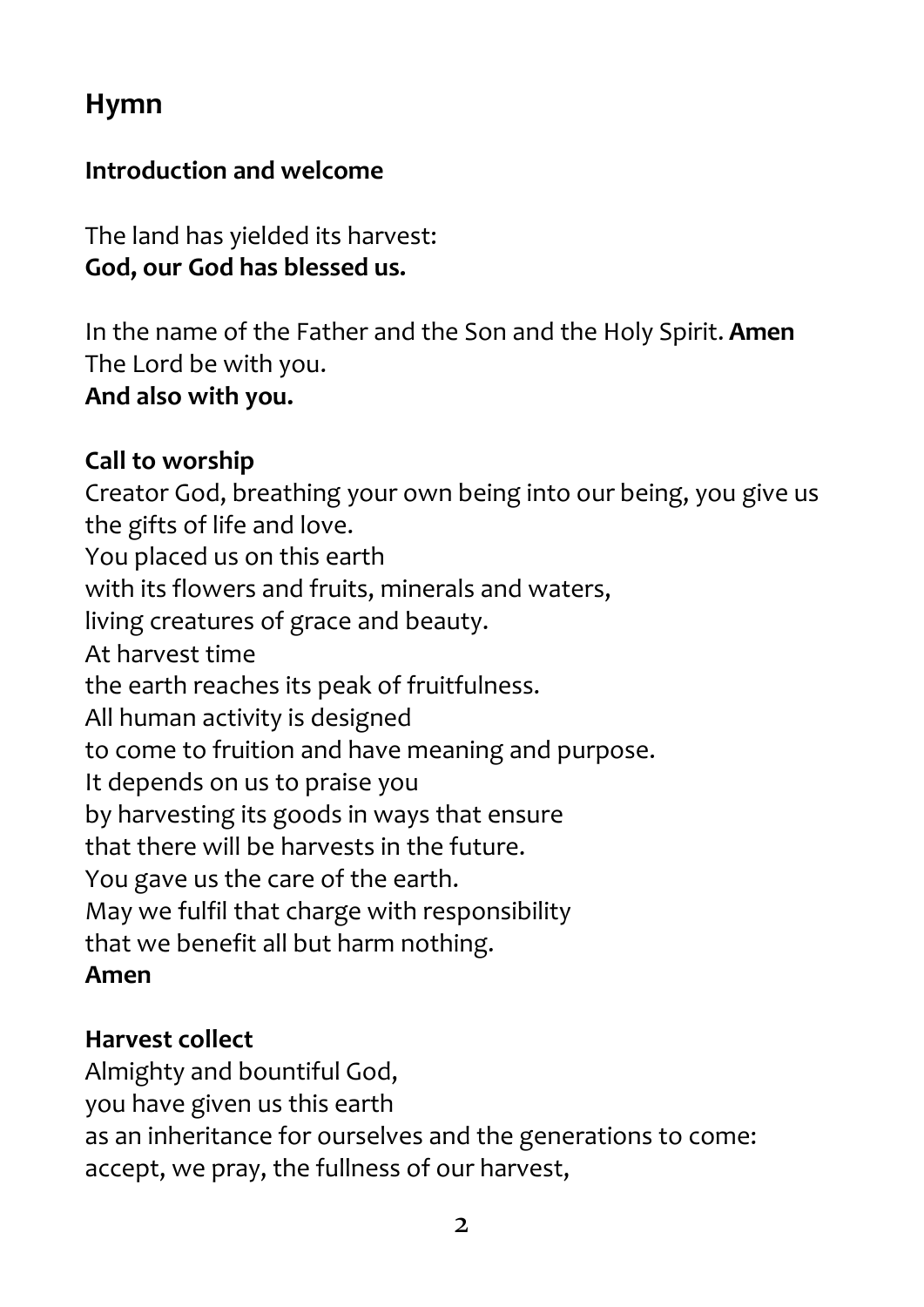## Hymn

**Introduction and welcome**

The land has yielded its harvest:
**God, our God has blessed us.**

In the name of the Father and the Son and the Holy Spirit. **Amen**
The Lord be with you.
**And also with you.**

**Call to worship**
Creator God, breathing your own being into our being, you give us the gifts of life and love.
You placed us on this earth
with its flowers and fruits, minerals and waters,
living creatures of grace and beauty.
At harvest time
the earth reaches its peak of fruitfulness.
All human activity is designed
to come to fruition and have meaning and purpose.
It depends on us to praise you
by harvesting its goods in ways that ensure
that there will be harvests in the future.
You gave us the care of the earth.
May we fulfil that charge with responsibility
that we benefit all but harm nothing.
**Amen**

**Harvest collect**
Almighty and bountiful God,
you have given us this earth
as an inheritance for ourselves and the generations to come:
accept, we pray, the fullness of our harvest,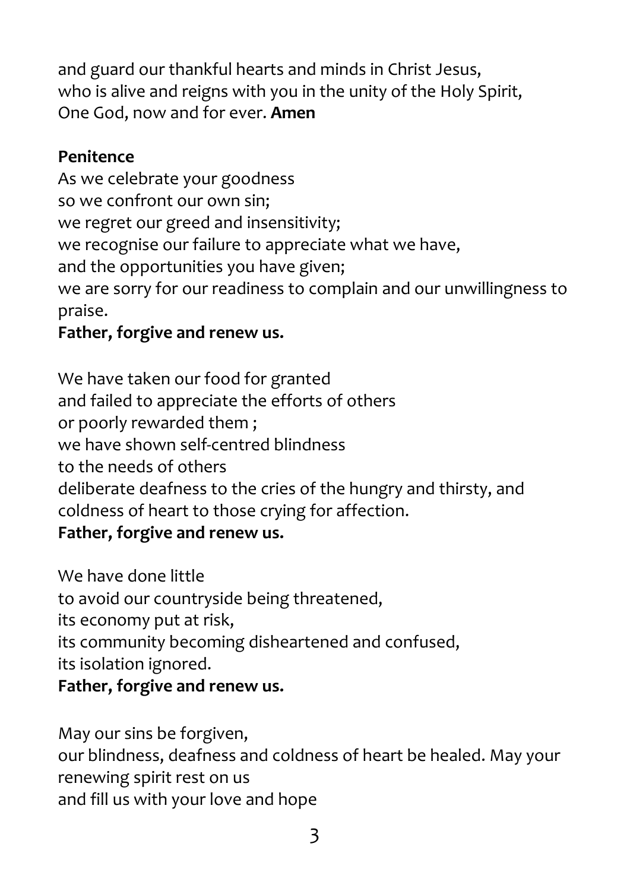and guard our thankful hearts and minds in Christ Jesus,
who is alive and reigns with you in the unity of the Holy Spirit,
One God, now and for ever. **Amen**

**Penitence**

As we celebrate your goodness
so we confront our own sin;
we regret our greed and insensitivity;
we recognise our failure to appreciate what we have,
and the opportunities you have given;
we are sorry for our readiness to complain and our unwillingness to praise.
**Father, forgive and renew us.**

We have taken our food for granted
and failed to appreciate the efforts of others
or poorly rewarded them ;
we have shown self-centred blindness
to the needs of others
deliberate deafness to the cries of the hungry and thirsty, and
coldness of heart to those crying for affection.
**Father, forgive and renew us.**

We have done little
to avoid our countryside being threatened,
its economy put at risk,
its community becoming disheartened and confused,
its isolation ignored.
**Father, forgive and renew us.**

May our sins be forgiven,
our blindness, deafness and coldness of heart be healed. May your renewing spirit rest on us
and fill us with your love and hope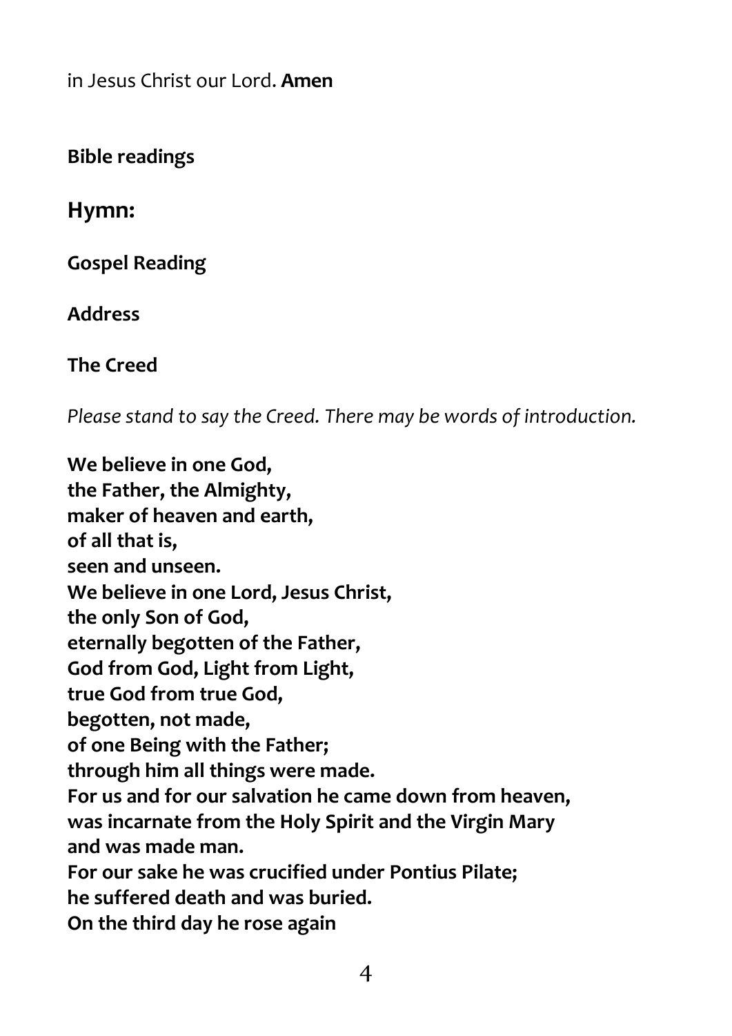in Jesus Christ our Lord. **Amen**

**Bible readings**

## Hymn:

**Gospel Reading**

**Address**

**The Creed**

*Please stand to say the Creed. There may be words of introduction.*

**We believe in one God,**
**the Father, the Almighty,**
**maker of heaven and earth,**
**of all that is,**
**seen and unseen.**
**We believe in one Lord, Jesus Christ,**
**the only Son of God,**
**eternally begotten of the Father,**
**God from God, Light from Light,**
**true God from true God,**
**begotten, not made,**
**of one Being with the Father;**
**through him all things were made.**
**For us and for our salvation he came down from heaven,**
**was incarnate from the Holy Spirit and the Virgin Mary**
**and was made man.**
**For our sake he was crucified under Pontius Pilate;**
**he suffered death and was buried.**
**On the third day he rose again**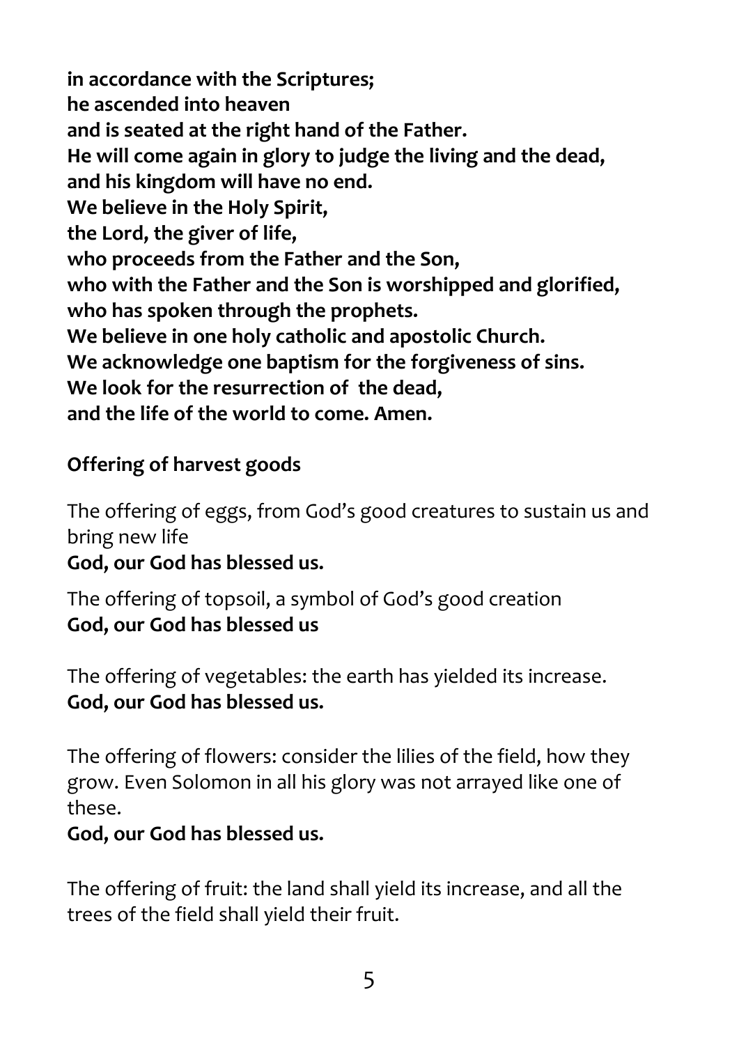**in accordance with the Scriptures;**
**he ascended into heaven**
**and is seated at the right hand of the Father.**
**He will come again in glory to judge the living and the dead,**
**and his kingdom will have no end.**
**We believe in the Holy Spirit,**
**the Lord, the giver of life,**
**who proceeds from the Father and the Son,**
**who with the Father and the Son is worshipped and glorified,**
**who has spoken through the prophets.**
**We believe in one holy catholic and apostolic Church.**
**We acknowledge one baptism for the forgiveness of sins.**
**We look for the resurrection of the dead,**
**and the life of the world to come. Amen.**

**Offering of harvest goods**

The offering of eggs, from God's good creatures to sustain us and bring new life
**God, our God has blessed us.**

The offering of topsoil, a symbol of God's good creation
**God, our God has blessed us**

The offering of vegetables: the earth has yielded its increase.
**God, our God has blessed us.**

The offering of flowers: consider the lilies of the field, how they grow. Even Solomon in all his glory was not arrayed like one of these.
**God, our God has blessed us.**

The offering of fruit: the land shall yield its increase, and all the trees of the field shall yield their fruit.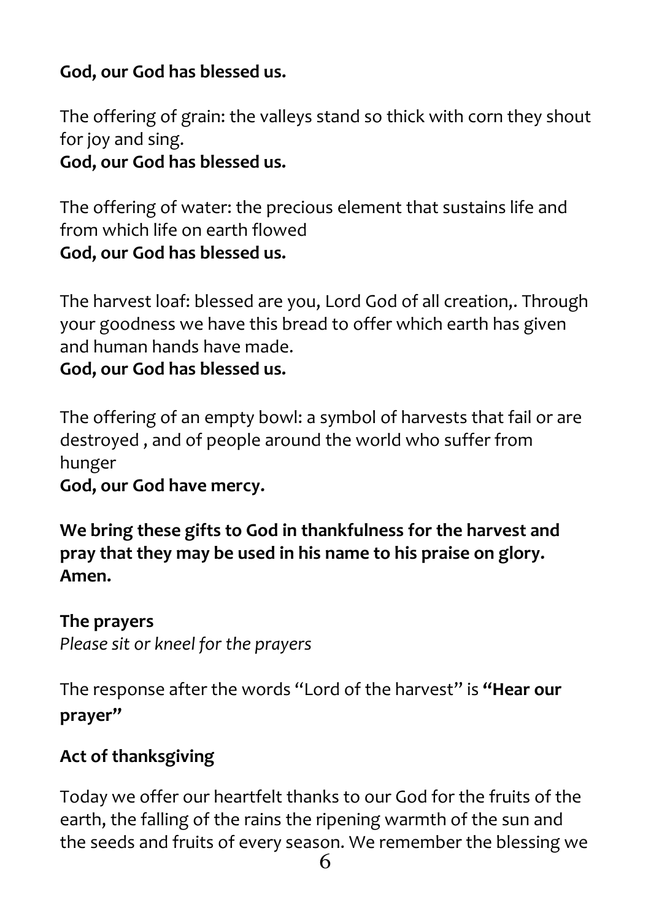**God, our God has blessed us.**

The offering of grain: the valleys stand so thick with corn they shout for joy and sing.
**God, our God has blessed us.**

The offering of water: the precious element that sustains life and from which life on earth flowed
**God, our God has blessed us.**

The harvest loaf: blessed are you, Lord God of all creation,. Through your goodness we have this bread to offer which earth has given and human hands have made.
**God, our God has blessed us.**

The offering of an empty bowl: a symbol of harvests that fail or are destroyed , and of people around the world who suffer from hunger
**God, our God have mercy.**

**We bring these gifts to God in thankfulness for the harvest and pray that they may be used in his name to his praise on glory. Amen.**

**The prayers**
*Please sit or kneel for the prayers*

The response after the words "Lord of the harvest" is **"Hear our prayer"**

**Act of thanksgiving**

Today we offer our heartfelt thanks to our God for the fruits of the earth, the falling of the rains the ripening warmth of the sun and the seeds and fruits of every season. We remember the blessing we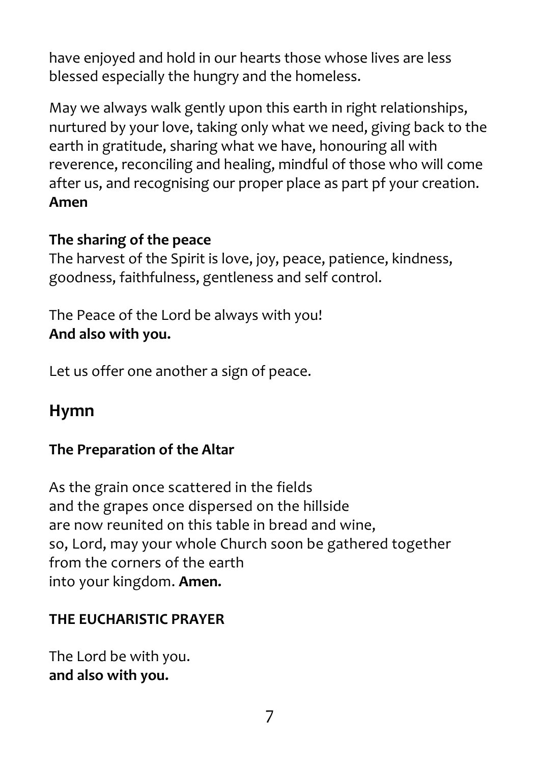have enjoyed and hold in our hearts those whose lives are less blessed especially the hungry and the homeless.

May we always walk gently upon this earth in right relationships, nurtured by your love, taking only what we need, giving back to the earth in gratitude, sharing what we have, honouring all with reverence, reconciling and healing, mindful of those who will come after us, and recognising our proper place as part pf your creation.
**Amen**

**The sharing of the peace**
The harvest of the Spirit is love, joy, peace, patience, kindness, goodness, faithfulness, gentleness and self control.

The Peace of the Lord be always with you!
**And also with you.**

Let us offer one another a sign of peace.

## Hymn

**The Preparation of the Altar**

As the grain once scattered in the fields
and the grapes once dispersed on the hillside
are now reunited on this table in bread and wine,
so, Lord, may your whole Church soon be gathered together
from the corners of the earth
into your kingdom. **Amen.**

**THE EUCHARISTIC PRAYER**

The Lord be with you.
**and also with you.**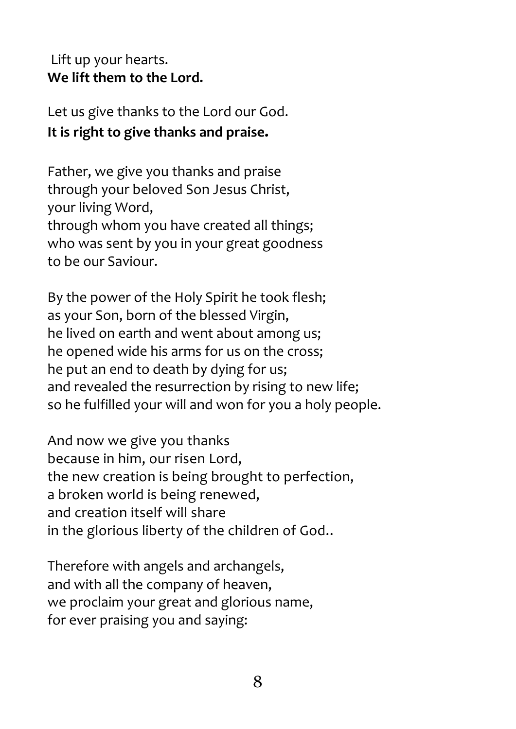Lift up your hearts.  
**We lift them to the Lord.**

Let us give thanks to the Lord our God.  
**It is right to give thanks and praise.**

Father, we give you thanks and praise  
through your beloved Son Jesus Christ,  
your living Word,  
through whom you have created all things;  
who was sent by you in your great goodness  
to be our Saviour.

By the power of the Holy Spirit he took flesh;  
as your Son, born of the blessed Virgin,  
he lived on earth and went about among us;  
he opened wide his arms for us on the cross;  
he put an end to death by dying for us;  
and revealed the resurrection by rising to new life;  
so he fulfilled your will and won for you a holy people.

And now we give you thanks  
because in him, our risen Lord,  
the new creation is being brought to perfection,  
a broken world is being renewed,  
and creation itself will share  
in the glorious liberty of the children of God..

Therefore with angels and archangels,  
and with all the company of heaven,  
we proclaim your great and glorious name,  
for ever praising you and saying: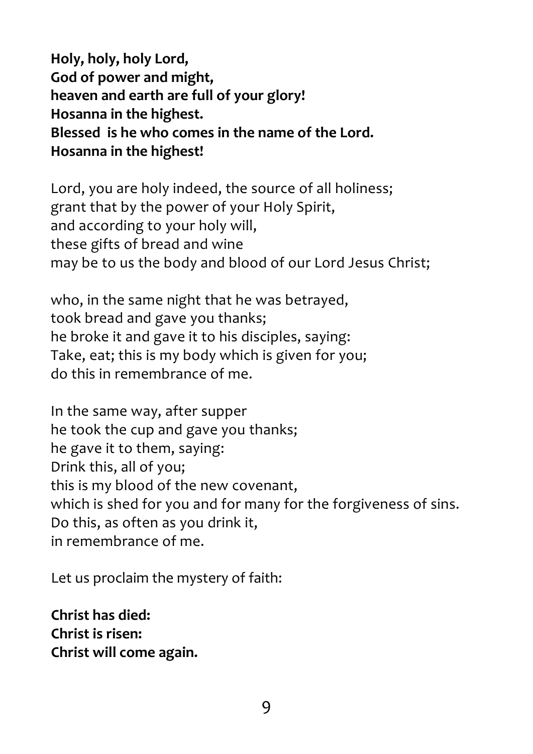**Holy, holy, holy Lord,**
**God of power and might,**
**heaven and earth are full of your glory!**
**Hosanna in the highest.**
**Blessed is he who comes in the name of the Lord.**
**Hosanna in the highest!**

Lord, you are holy indeed, the source of all holiness;
grant that by the power of your Holy Spirit,
and according to your holy will,
these gifts of bread and wine
may be to us the body and blood of our Lord Jesus Christ;

who, in the same night that he was betrayed,
took bread and gave you thanks;
he broke it and gave it to his disciples, saying:
Take, eat; this is my body which is given for you;
do this in remembrance of me.

In the same way, after supper
he took the cup and gave you thanks;
he gave it to them, saying:
Drink this, all of you;
this is my blood of the new covenant,
which is shed for you and for many for the forgiveness of sins.
Do this, as often as you drink it,
in remembrance of me.

Let us proclaim the mystery of faith:

**Christ has died:**
**Christ is risen:**
**Christ will come again.**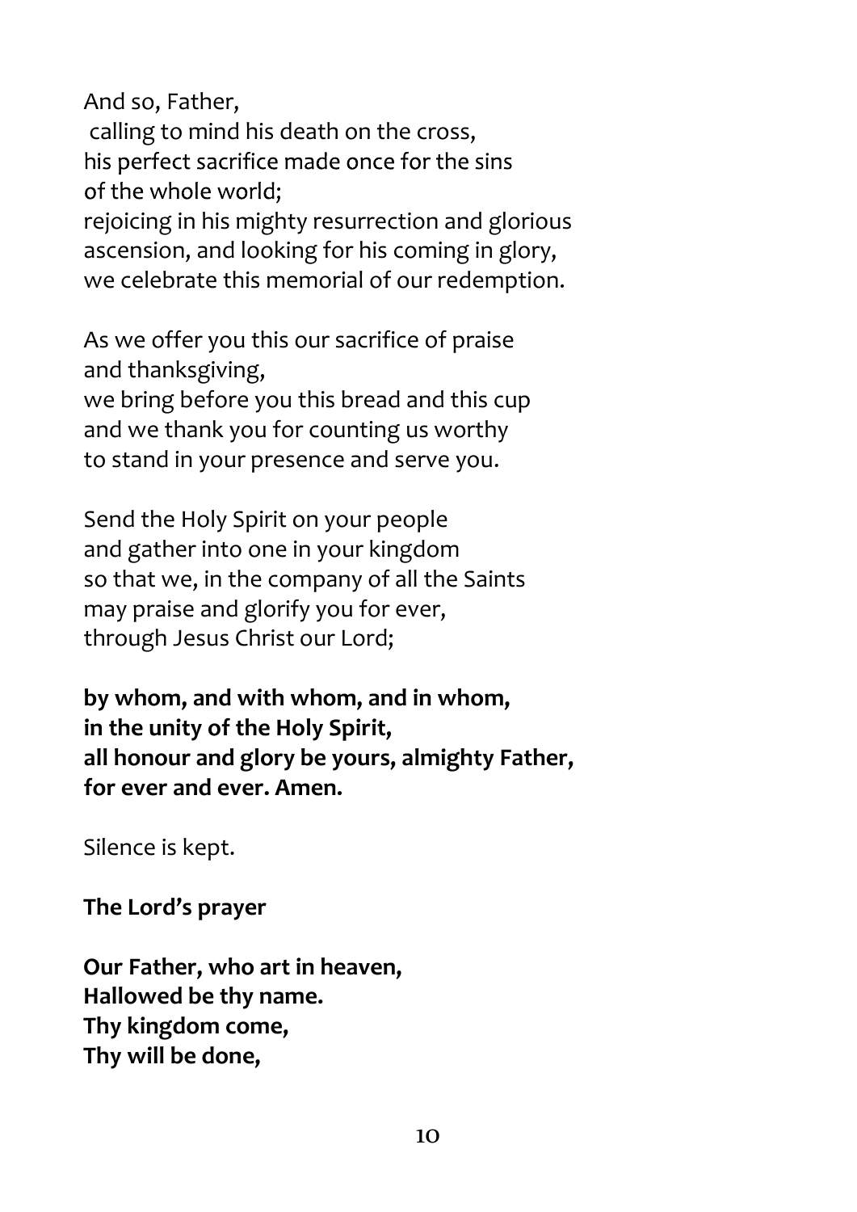And so, Father,
calling to mind his death on the cross,
his perfect sacrifice made once for the sins
of the whole world;
rejoicing in his mighty resurrection and glorious
ascension, and looking for his coming in glory,
we celebrate this memorial of our redemption.

As we offer you this our sacrifice of praise
and thanksgiving,
we bring before you this bread and this cup
and we thank you for counting us worthy
to stand in your presence and serve you.

Send the Holy Spirit on your people
and gather into one in your kingdom
so that we, in the company of all the Saints
may praise and glorify you for ever,
through Jesus Christ our Lord;

**by whom, and with whom, and in whom,**
**in the unity of the Holy Spirit,**
**all honour and glory be yours, almighty Father,**
**for ever and ever. Amen.**

Silence is kept.

**The Lord's prayer**

**Our Father, who art in heaven,**
**Hallowed be thy name.**
**Thy kingdom come,**
**Thy will be done,**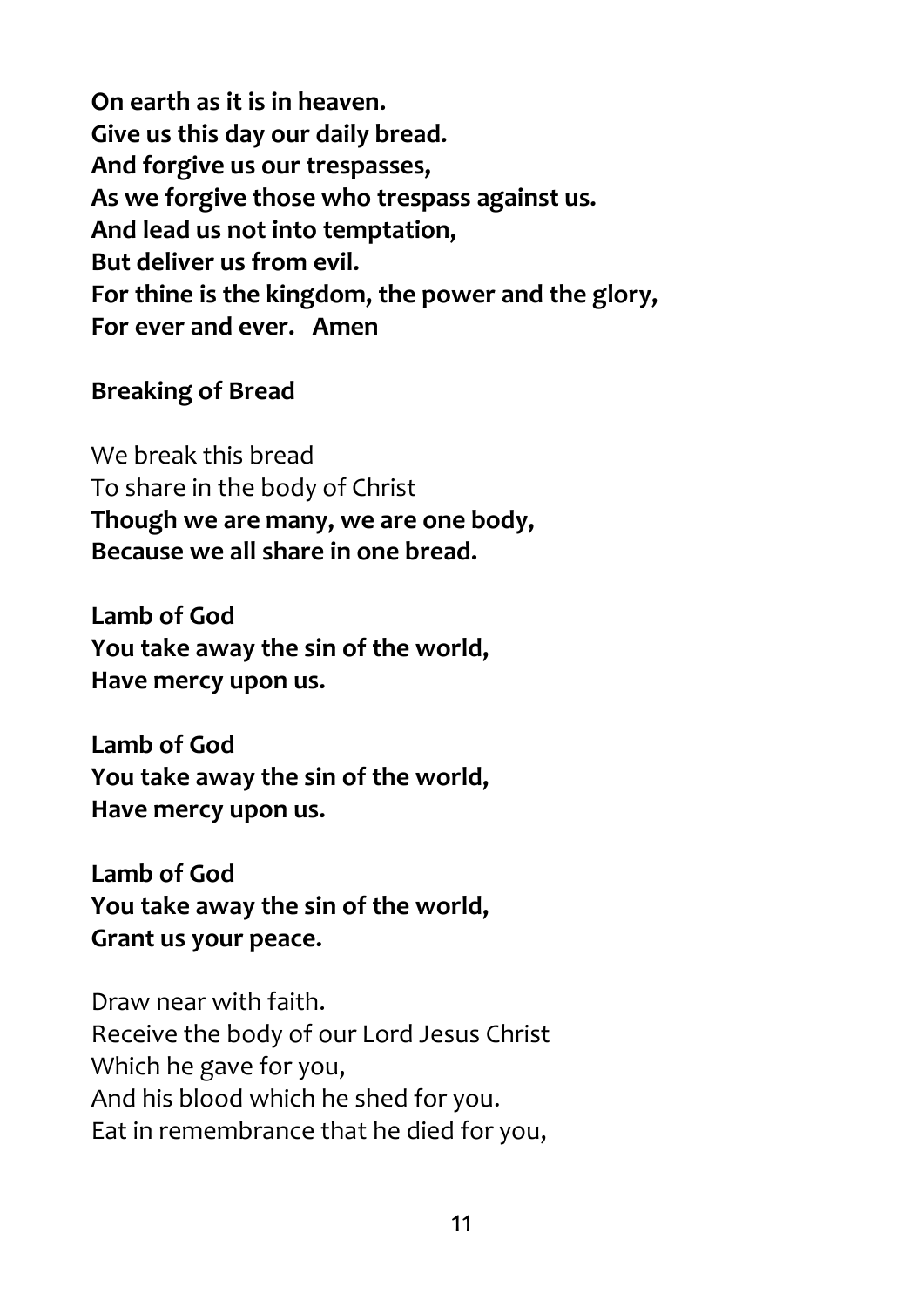**On earth as it is in heaven.**
**Give us this day our daily bread.**
**And forgive us our trespasses,**
**As we forgive those who trespass against us.**
**And lead us not into temptation,**
**But deliver us from evil.**
**For thine is the kingdom, the power and the glory,**
**For ever and ever.   Amen**

**Breaking of Bread**

We break this bread
To share in the body of Christ
**Though we are many, we are one body,**
**Because we all share in one bread.**

**Lamb of God**
**You take away the sin of the world,**
**Have mercy upon us.**

**Lamb of God**
**You take away the sin of the world,**
**Have mercy upon us.**

**Lamb of God**
**You take away the sin of the world,**
**Grant us your peace.**

Draw near with faith.
Receive the body of our Lord Jesus Christ
Which he gave for you,
And his blood which he shed for you.
Eat in remembrance that he died for you,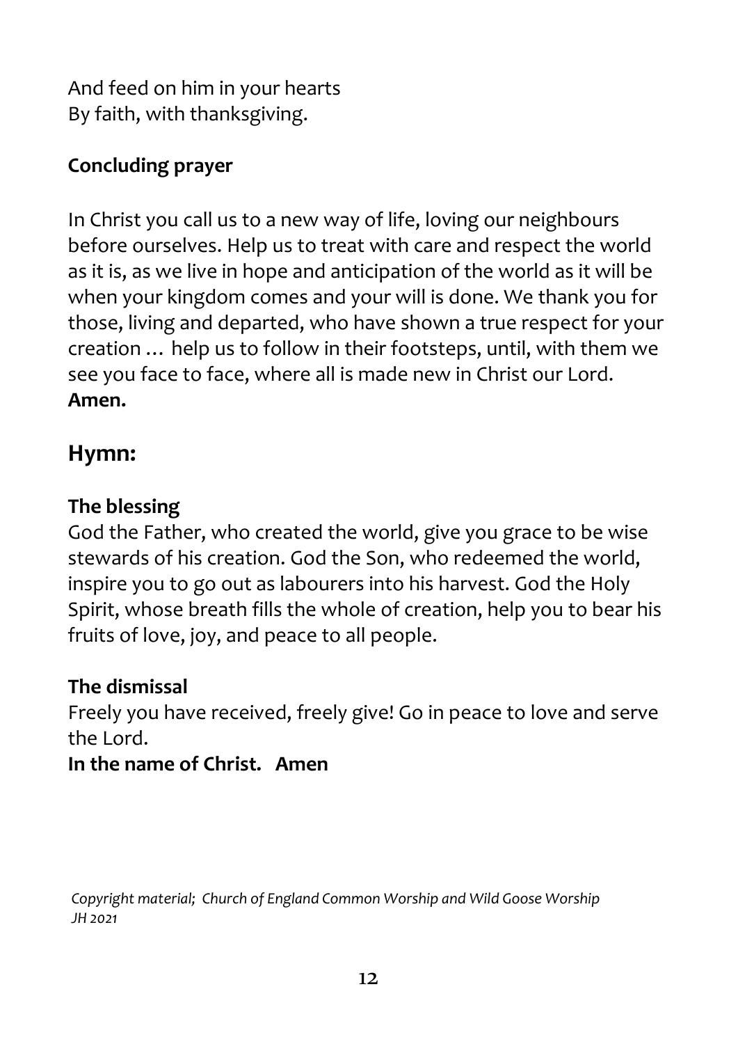And feed on him in your hearts
By faith, with thanksgiving.

**Concluding prayer**

In Christ you call us to a new way of life, loving our neighbours before ourselves. Help us to treat with care and respect the world as it is, as we live in hope and anticipation of the world as it will be when your kingdom comes and your will is done. We thank you for those, living and departed, who have shown a true respect for your creation … help us to follow in their footsteps, until, with them we see you face to face, where all is made new in Christ our Lord.
**Amen.**

## Hymn:

**The blessing**
God the Father, who created the world, give you grace to be wise stewards of his creation. God the Son, who redeemed the world, inspire you to go out as labourers into his harvest. God the Holy Spirit, whose breath fills the whole of creation, help you to bear his fruits of love, joy, and peace to all people.

**The dismissal**
Freely you have received, freely give! Go in peace to love and serve the Lord.
**In the name of Christ. Amen**

*Copyright material; Church of England Common Worship and Wild Goose Worship*
*JH 2021*